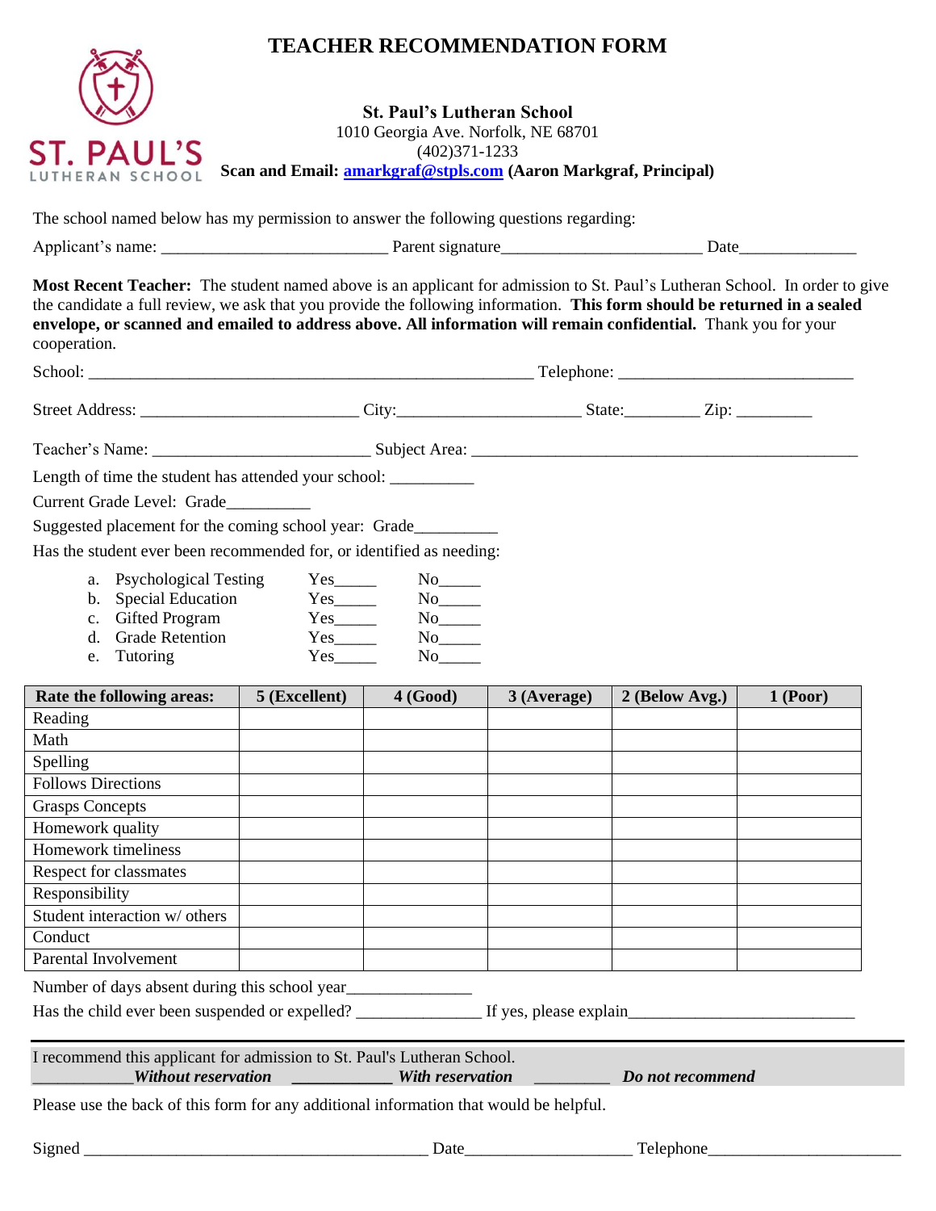# TEACHER RECOMMENDATION FORM

**St. Paul's Lutheran School**
1010 Georgia Ave. Norfolk, NE 68701
(402)371-1233
**Scan and Email: amarkgraf@stpls.com (Aaron Markgraf, Principal)**

The school named below has my permission to answer the following questions regarding:

Applicant's name: ___________________________ Parent signature________________________ Date______________

**Most Recent Teacher:** The student named above is an applicant for admission to St. Paul's Lutheran School. In order to give the candidate a full review, we ask that you provide the following information. **This form should be returned in a sealed envelope, or scanned and emailed to address above. All information will remain confidential.** Thank you for your cooperation.

School: _____________________________________________________ Telephone: ____________________________

Street Address: __________________________ City:_____________________ State:________ Zip: _________

Teacher's Name: _________________________ Subject Area: ______________________________________________

Length of time the student has attended your school: __________

Current Grade Level: Grade__________

Suggested placement for the coming school year: Grade__________

Has the student ever been recommended for, or identified as needing:

a. Psychological Testing Yes_____ No_____
b. Special Education Yes_____ No_____
c. Gifted Program Yes_____ No_____
d. Grade Retention Yes_____ No_____
e. Tutoring Yes_____ No_____

| Rate the following areas: | 5 (Excellent) | 4 (Good) | 3 (Average) | 2 (Below Avg.) | 1 (Poor) |
|---|---|---|---|---|---|
| Reading | | | | | |
| Math | | | | | |
| Spelling | | | | | |
| Follows Directions | | | | | |
| Grasps Concepts | | | | | |
| Homework quality | | | | | |
| Homework timeliness | | | | | |
| Respect for classmates | | | | | |
| Responsibility | | | | | |
| Student interaction w/ others | | | | | |
| Conduct | | | | | |
| Parental Involvement | | | | | |

Number of days absent during this school year_______________

Has the child ever been suspended or expelled? _______________ If yes, please explain___________________________

I recommend this applicant for admission to St. Paul's Lutheran School.
____________***Without reservation*** ____________ ***With reservation*** _________ ***Do not recommend***

Please use the back of this form for any additional information that would be helpful.

Signed __________________________________________ Date____________________ Telephone_______________________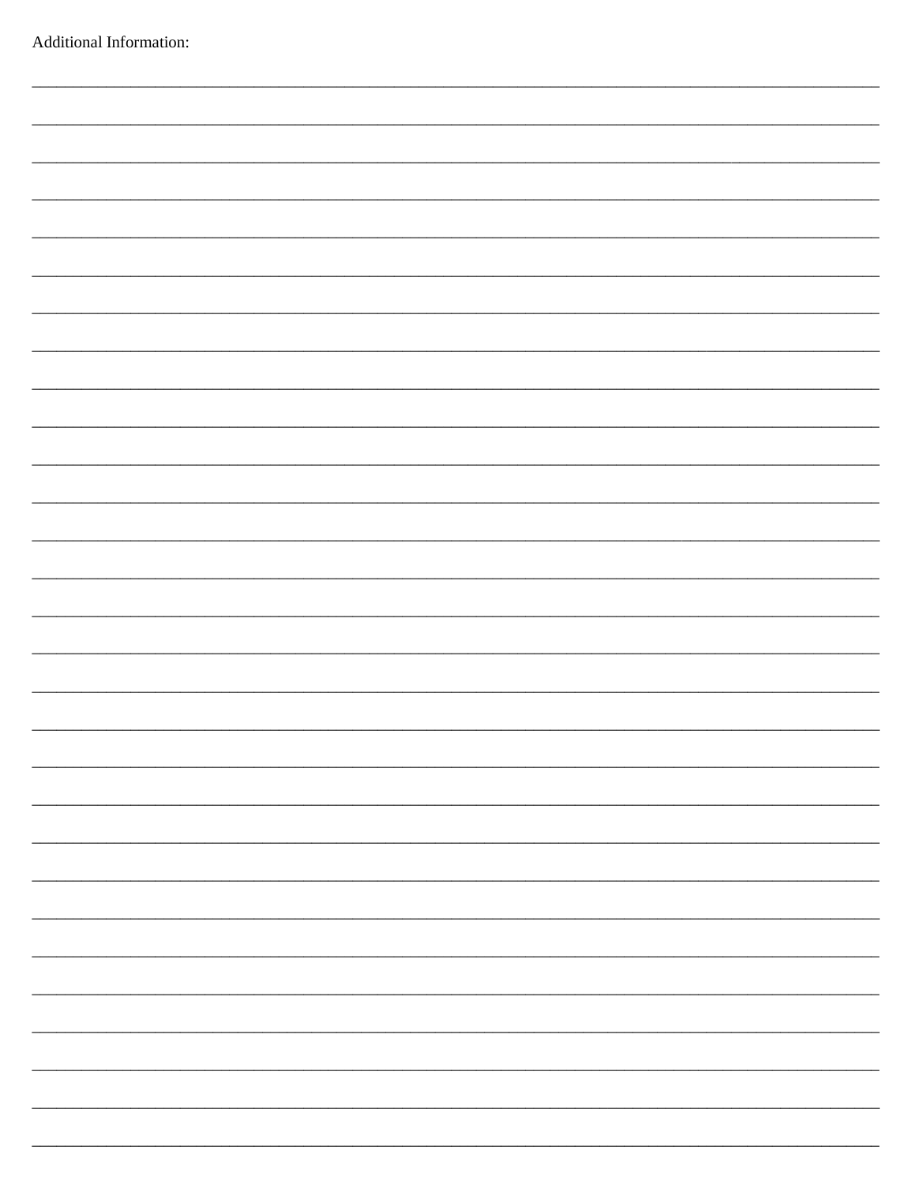Additional Information:

___________________________________________________________________________________________

___________________________________________________________________________________________

___________________________________________________________________________________________

___________________________________________________________________________________________

___________________________________________________________________________________________

___________________________________________________________________________________________

___________________________________________________________________________________________

___________________________________________________________________________________________

___________________________________________________________________________________________

___________________________________________________________________________________________

___________________________________________________________________________________________

___________________________________________________________________________________________

___________________________________________________________________________________________

___________________________________________________________________________________________

___________________________________________________________________________________________

___________________________________________________________________________________________

___________________________________________________________________________________________

___________________________________________________________________________________________

___________________________________________________________________________________________

___________________________________________________________________________________________

___________________________________________________________________________________________

___________________________________________________________________________________________

___________________________________________________________________________________________

___________________________________________________________________________________________

___________________________________________________________________________________________

___________________________________________________________________________________________

___________________________________________________________________________________________

___________________________________________________________________________________________